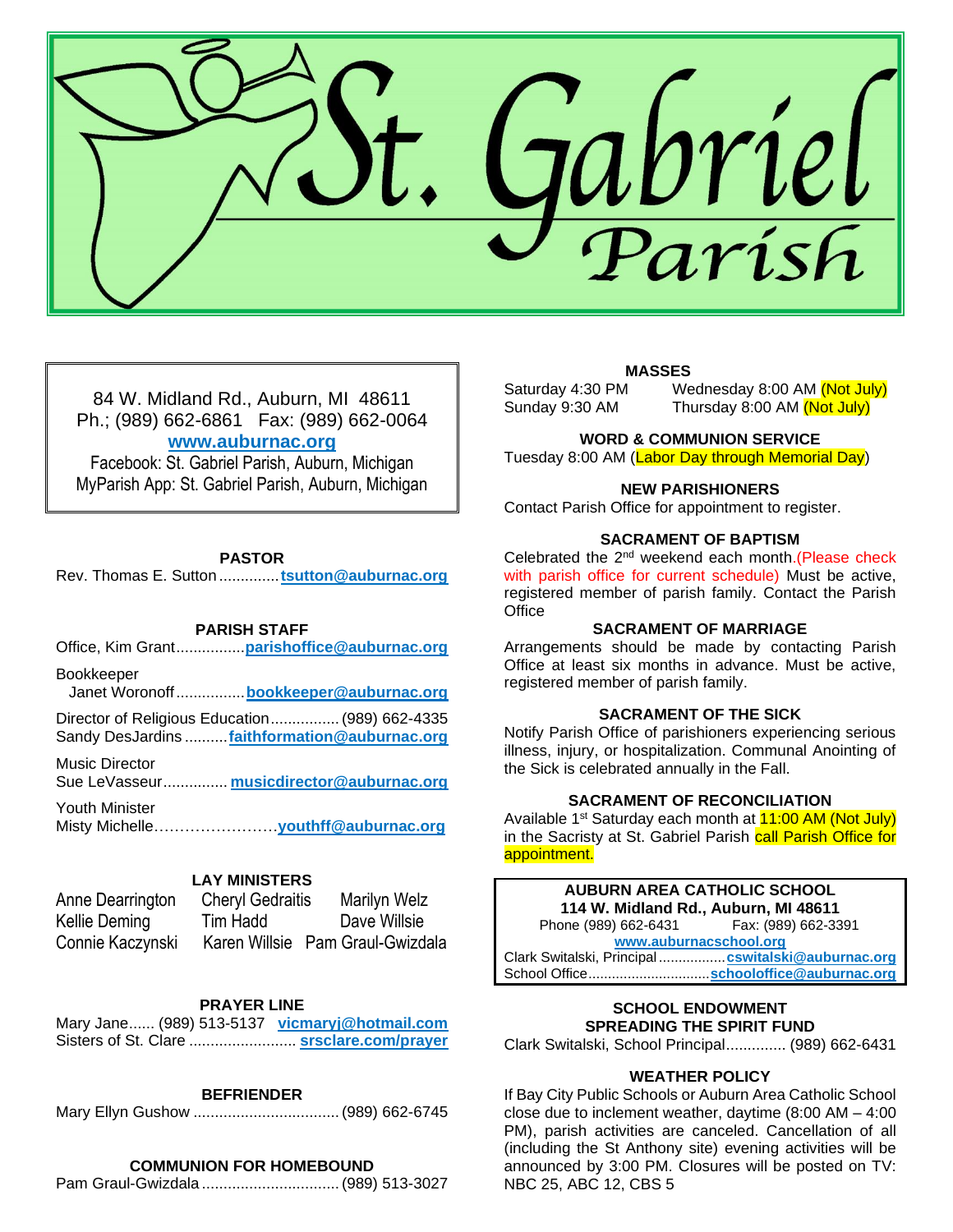# St. Gabriel Parish

84 W. Midland Rd., Auburn, MI 48611
Ph.; (989) 662-6861 Fax: (989) 662-0064
**www.auburnac.org**
Facebook: St. Gabriel Parish, Auburn, Michigan
MyParish App: St. Gabriel Parish, Auburn, Michigan

### PASTOR

Rev. Thomas E. Sutton .............. **tsutton@auburnac.org**

### PARISH STAFF

Office, Kim Grant ................ **parishoffice@auburnac.org**

Bookkeeper
Janet Woronoff ................ **bookkeeper@auburnac.org**

Director of Religious Education ................ (989) 662-4335
Sandy DesJardins .......... **faithformation@auburnac.org**

Music Director
Sue LeVasseur ............... **musicdirector@auburnac.org**

Youth Minister
Misty Michelle…………………… **youthff@auburnac.org**

### LAY MINISTERS

| | | |
|---|---|---|
| Anne Dearrington | Cheryl Gedraitis | Marilyn Welz |
| Kellie Deming | Tim Hadd | Dave Willsie |
| Connie Kaczynski | Karen Willsie | Pam Graul-Gwizdala |

### PRAYER LINE

Mary Jane...... (989) 513-5137 **vicmaryj@hotmail.com**
Sisters of St. Clare ......................... **srsclare.com/prayer**

### BEFRIENDER

Mary Ellyn Gushow .................................. (989) 662-6745

### COMMUNION FOR HOMEBOUND

Pam Graul-Gwizdala ................................ (989) 513-3027

### MASSES

| | |
|---|---|
| Saturday 4:30 PM | Wednesday 8:00 AM (Not July) |
| Sunday 9:30 AM | Thursday 8:00 AM (Not July) |

### WORD & COMMUNION SERVICE

Tuesday 8:00 AM (Labor Day through Memorial Day)

### NEW PARISHIONERS

Contact Parish Office for appointment to register.

### SACRAMENT OF BAPTISM

Celebrated the 2nd weekend each month.(Please check with parish office for current schedule) Must be active, registered member of parish family. Contact the Parish Office

### SACRAMENT OF MARRIAGE

Arrangements should be made by contacting Parish Office at least six months in advance. Must be active, registered member of parish family.

### SACRAMENT OF THE SICK

Notify Parish Office of parishioners experiencing serious illness, injury, or hospitalization. Communal Anointing of the Sick is celebrated annually in the Fall.

### SACRAMENT OF RECONCILIATION

Available 1st Saturday each month at 11:00 AM (Not July) in the Sacristy at St. Gabriel Parish call Parish Office for appointment.

### AUBURN AREA CATHOLIC SCHOOL

**114 W. Midland Rd., Auburn, MI 48611**
Phone (989) 662-6431 Fax: (989) 662-3391
**www.auburnacschool.org**
Clark Switalski, Principal ................. **cswitalski@auburnac.org**
School Office ............................... **schooloffice@auburnac.org**

### SCHOOL ENDOWMENT SPREADING THE SPIRIT FUND

Clark Switalski, School Principal.............. (989) 662-6431

### WEATHER POLICY

If Bay City Public Schools or Auburn Area Catholic School close due to inclement weather, daytime (8:00 AM – 4:00 PM), parish activities are canceled. Cancellation of all (including the St Anthony site) evening activities will be announced by 3:00 PM. Closures will be posted on TV: NBC 25, ABC 12, CBS 5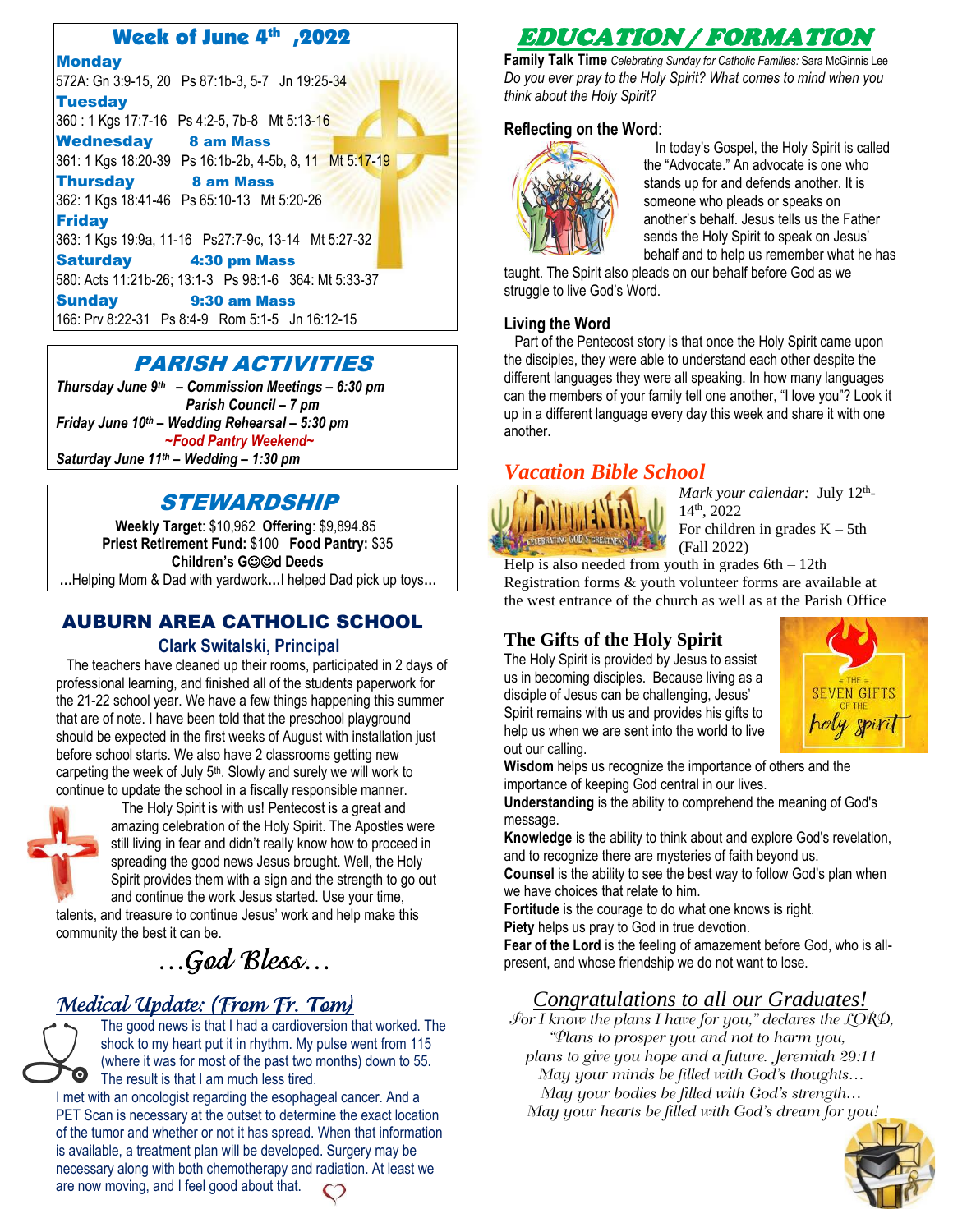## Week of June 4th ,2022

**Monday**
572A: Gn 3:9-15, 20  Ps 87:1b-3, 5-7  Jn 19:25-34

**Tuesday**
360 : 1 Kgs 17:7-16  Ps 4:2-5, 7b-8  Mt 5:13-16

**Wednesday**  **8 am Mass**
361: 1 Kgs 18:20-39  Ps 16:1b-2b, 4-5b, 8, 11  Mt 5:17-19

**Thursday**  **8 am Mass**
362: 1 Kgs 18:41-46  Ps 65:10-13  Mt 5:20-26

**Friday**
363: 1 Kgs 19:9a, 11-16  Ps27:7-9c, 13-14  Mt 5:27-32

**Saturday**  **4:30 pm Mass**
580: Acts 11:21b-26; 13:1-3  Ps 98:1-6  364: Mt 5:33-37

**Sunday**  **9:30 am Mass**
166: Prv 8:22-31  Ps 8:4-9  Rom 5:1-5  Jn 16:12-15

## PARISH ACTIVITIES

***Thursday June 9th – Commission Meetings – 6:30 pm***
***Parish Council – 7 pm***
***Friday June 10th – Wedding Rehearsal – 5:30 pm***
***~Food Pantry Weekend~***
***Saturday June 11th – Wedding – 1:30 pm***

## STEWARDSHIP

**Weekly Target**: $10,962  **Offering**: $9,894.85
**Priest Retirement Fund:** $100  **Food Pantry:** $35
**Children's G☺☺d Deeds**
…Helping Mom & Dad with yardwork…I helped Dad pick up toys…

## AUBURN AREA CATHOLIC SCHOOL

### Clark Switalski, Principal

The teachers have cleaned up their rooms, participated in 2 days of professional learning, and finished all of the students paperwork for the 21-22 school year. We have a few things happening this summer that are of note. I have been told that the preschool playground should be expected in the first weeks of August with installation just before school starts. We also have 2 classrooms getting new carpeting the week of July 5th. Slowly and surely we will work to continue to update the school in a fiscally responsible manner.

The Holy Spirit is with us! Pentecost is a great and amazing celebration of the Holy Spirit. The Apostles were still living in fear and didn't really know how to proceed in spreading the good news Jesus brought. Well, the Holy Spirit provides them with a sign and the strength to go out and continue the work Jesus started. Use your time, talents, and treasure to continue Jesus' work and help make this community the best it can be.

*…God Bless…*

## *Medical Update: (From Fr. Tom)*

The good news is that I had a cardioversion that worked. The shock to my heart put it in rhythm. My pulse went from 115 (where it was for most of the past two months) down to 55. The result is that I am much less tired.

I met with an oncologist regarding the esophageal cancer. And a PET Scan is necessary at the outset to determine the exact location of the tumor and whether or not it has spread. When that information is available, a treatment plan will be developed. Surgery may be necessary along with both chemotherapy and radiation. At least we are now moving, and I feel good about that.

## *EDUCATION / FORMATION*

**Family Talk Time** *Celebrating Sunday for Catholic Families:* Sara McGinnis Lee
*Do you ever pray to the Holy Spirit? What comes to mind when you think about the Holy Spirit?*

**Reflecting on the Word**:

In today's Gospel, the Holy Spirit is called the "Advocate." An advocate is one who stands up for and defends another. It is someone who pleads or speaks on another's behalf. Jesus tells us the Father sends the Holy Spirit to speak on Jesus' behalf and to help us remember what he has taught. The Spirit also pleads on our behalf before God as we struggle to live God's Word.

**Living the Word**

Part of the Pentecost story is that once the Holy Spirit came upon the disciples, they were able to understand each other despite the different languages they were all speaking. In how many languages can the members of your family tell one another, "I love you"? Look it up in a different language every day this week and share it with one another.

### *Vacation Bible School*

*Mark your calendar:* July 12th-14th, 2022
For children in grades K – 5th (Fall 2022)
Help is also needed from youth in grades 6th – 12th
Registration forms & youth volunteer forms are available at the west entrance of the church as well as at the Parish Office

### The Gifts of the Holy Spirit

The Holy Spirit is provided by Jesus to assist us in becoming disciples. Because living as a disciple of Jesus can be challenging, Jesus' Spirit remains with us and provides his gifts to help us when we are sent into the world to live out our calling.

**Wisdom** helps us recognize the importance of others and the importance of keeping God central in our lives.
**Understanding** is the ability to comprehend the meaning of God's message.
**Knowledge** is the ability to think about and explore God's revelation, and to recognize there are mysteries of faith beyond us.
**Counsel** is the ability to see the best way to follow God's plan when we have choices that relate to him.
**Fortitude** is the courage to do what one knows is right.
**Piety** helps us pray to God in true devotion.
**Fear of the Lord** is the feeling of amazement before God, who is all-present, and whose friendship we do not want to lose.

### *Congratulations to all our Graduates!*

*For I know the plans I have for you," declares the LORD,*
*"Plans to prosper you and not to harm you,*
*plans to give you hope and a future. Jeremiah 29:11*
*May your minds be filled with God's thoughts…*
*May your bodies be filled with God's strength…*
*May your hearts be filled with God's dream for you!*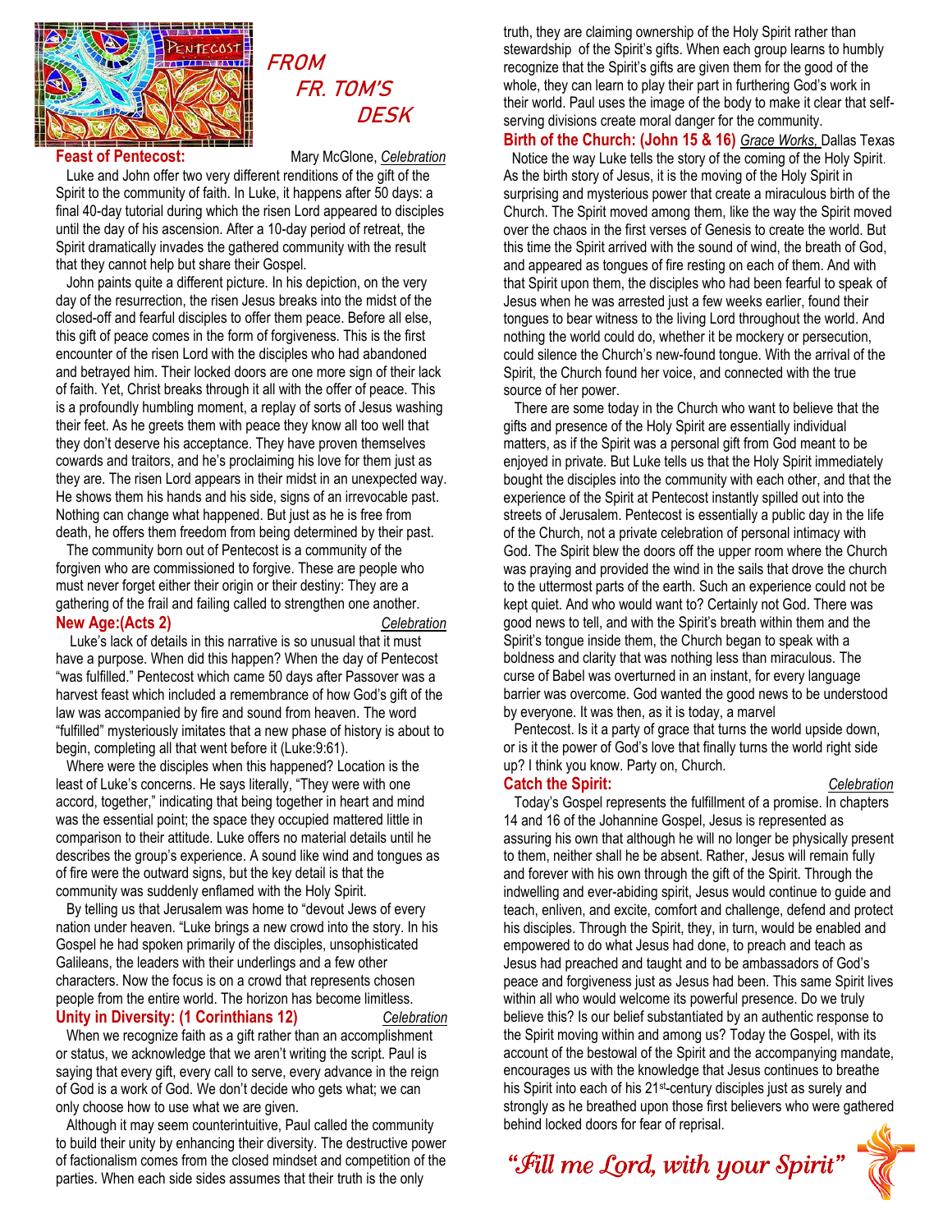# FROM FR. TOM'S DESK

## Feast of Pentecost:

Mary McGlone, *Celebration*

Luke and John offer two very different renditions of the gift of the Spirit to the community of faith. In Luke, it happens after 50 days: a final 40-day tutorial during which the risen Lord appeared to disciples until the day of his ascension. After a 10-day period of retreat, the Spirit dramatically invades the gathered community with the result that they cannot help but share their Gospel.

John paints quite a different picture. In his depiction, on the very day of the resurrection, the risen Jesus breaks into the midst of the closed-off and fearful disciples to offer them peace. Before all else, this gift of peace comes in the form of forgiveness. This is the first encounter of the risen Lord with the disciples who had abandoned and betrayed him. Their locked doors are one more sign of their lack of faith. Yet, Christ breaks through it all with the offer of peace. This is a profoundly humbling moment, a replay of sorts of Jesus washing their feet. As he greets them with peace they know all too well that they don't deserve his acceptance. They have proven themselves cowards and traitors, and he's proclaiming his love for them just as they are. The risen Lord appears in their midst in an unexpected way. He shows them his hands and his side, signs of an irrevocable past. Nothing can change what happened. But just as he is free from death, he offers them freedom from being determined by their past.

The community born out of Pentecost is a community of the forgiven who are commissioned to forgive. These are people who must never forget either their origin or their destiny: They are a gathering of the frail and failing called to strengthen one another.

## New Age:(Acts 2)

*Celebration*

Luke's lack of details in this narrative is so unusual that it must have a purpose. When did this happen? When the day of Pentecost "was fulfilled." Pentecost which came 50 days after Passover was a harvest feast which included a remembrance of how God's gift of the law was accompanied by fire and sound from heaven. The word "fulfilled" mysteriously imitates that a new phase of history is about to begin, completing all that went before it (Luke:9:61).

Where were the disciples when this happened? Location is the least of Luke's concerns. He says literally, "They were with one accord, together," indicating that being together in heart and mind was the essential point; the space they occupied mattered little in comparison to their attitude. Luke offers no material details until he describes the group's experience. A sound like wind and tongues as of fire were the outward signs, but the key detail is that the community was suddenly enflamed with the Holy Spirit.

By telling us that Jerusalem was home to "devout Jews of every nation under heaven. "Luke brings a new crowd into the story. In his Gospel he had spoken primarily of the disciples, unsophisticated Galileans, the leaders with their underlings and a few other characters. Now the focus is on a crowd that represents chosen people from the entire world. The horizon has become limitless.

## Unity in Diversity: (1 Corinthians 12)

*Celebration*

When we recognize faith as a gift rather than an accomplishment or status, we acknowledge that we aren't writing the script. Paul is saying that every gift, every call to serve, every advance in the reign of God is a work of God. We don't decide who gets what; we can only choose how to use what we are given.

Although it may seem counterintuitive, Paul called the community to build their unity by enhancing their diversity. The destructive power of factionalism comes from the closed mindset and competition of the parties. When each side sides assumes that their truth is the only truth, they are claiming ownership of the Holy Spirit rather than stewardship of the Spirit's gifts. When each group learns to humbly recognize that the Spirit's gifts are given them for the good of the whole, they can learn to play their part in furthering God's work in their world. Paul uses the image of the body to make it clear that self-serving divisions create moral danger for the community.

## Birth of the Church: (John 15 & 16)

*Grace Works,* Dallas Texas

Notice the way Luke tells the story of the coming of the Holy Spirit. As the birth story of Jesus, it is the moving of the Holy Spirit in surprising and mysterious power that create a miraculous birth of the Church. The Spirit moved among them, like the way the Spirit moved over the chaos in the first verses of Genesis to create the world. But this time the Spirit arrived with the sound of wind, the breath of God, and appeared as tongues of fire resting on each of them. And with that Spirit upon them, the disciples who had been fearful to speak of Jesus when he was arrested just a few weeks earlier, found their tongues to bear witness to the living Lord throughout the world. And nothing the world could do, whether it be mockery or persecution, could silence the Church's new-found tongue. With the arrival of the Spirit, the Church found her voice, and connected with the true source of her power.

There are some today in the Church who want to believe that the gifts and presence of the Holy Spirit are essentially individual matters, as if the Spirit was a personal gift from God meant to be enjoyed in private. But Luke tells us that the Holy Spirit immediately bought the disciples into the community with each other, and that the experience of the Spirit at Pentecost instantly spilled out into the streets of Jerusalem. Pentecost is essentially a public day in the life of the Church, not a private celebration of personal intimacy with God. The Spirit blew the doors off the upper room where the Church was praying and provided the wind in the sails that drove the church to the uttermost parts of the earth. Such an experience could not be kept quiet. And who would want to? Certainly not God. There was good news to tell, and with the Spirit's breath within them and the Spirit's tongue inside them, the Church began to speak with a boldness and clarity that was nothing less than miraculous. The curse of Babel was overturned in an instant, for every language barrier was overcome. God wanted the good news to be understood by everyone. It was then, as it is today, a marvel

Pentecost. Is it a party of grace that turns the world upside down, or is it the power of God's love that finally turns the world right side up? I think you know. Party on, Church.

## Catch the Spirit:

*Celebration*

Today's Gospel represents the fulfillment of a promise. In chapters 14 and 16 of the Johannine Gospel, Jesus is represented as assuring his own that although he will no longer be physically present to them, neither shall he be absent. Rather, Jesus will remain fully and forever with his own through the gift of the Spirit. Through the indwelling and ever-abiding spirit, Jesus would continue to guide and teach, enliven, and excite, comfort and challenge, defend and protect his disciples. Through the Spirit, they, in turn, would be enabled and empowered to do what Jesus had done, to preach and teach as Jesus had preached and taught and to be ambassadors of God's peace and forgiveness just as Jesus had been. This same Spirit lives within all who would welcome its powerful presence. Do we truly believe this? Is our belief substantiated by an authentic response to the Spirit moving within and among us? Today the Gospel, with its account of the bestowal of the Spirit and the accompanying mandate, encourages us with the knowledge that Jesus continues to breathe his Spirit into each of his 21st-century disciples just as surely and strongly as he breathed upon those first believers who were gathered behind locked doors for fear of reprisal.

*"Fill me Lord, with your Spirit"*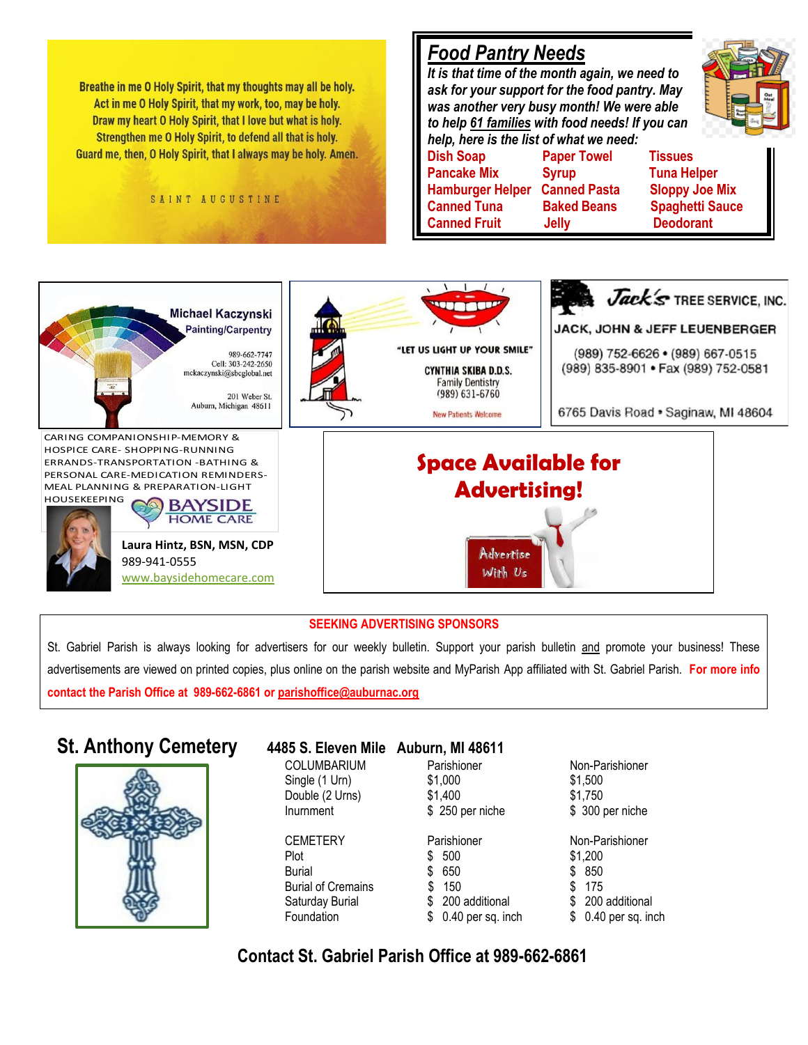Breathe in me O Holy Spirit, that my thoughts may all be holy.
Act in me O Holy Spirit, that my work, too, may be holy.
Draw my heart O Holy Spirit, that I love but what is holy.
Strengthen me O Holy Spirit, to defend all that is holy.
Guard me, then, O Holy Spirit, that I always may be holy. Amen.

SAINT AUGUSTINE

## Food Pantry Needs

*It is that time of the month again, we need to ask for your support for the food pantry. May was another very busy month! We were able to help 61 families with food needs! If you can help, here is the list of what we need:*

| | | |
|---|---|---|
| Dish Soap | Paper Towel | Tissues |
| Pancake Mix | Syrup | Tuna Helper |
| Hamburger Helper | Canned Pasta | Sloppy Joe Mix |
| Canned Tuna | Baked Beans | Spaghetti Sauce |
| Canned Fruit | Jelly | Deodorant |

**Michael Kaczynski**
Painting/Carpentry
989-662-7747
Cell: 303-242-2650
mckaczynski@sbcglobal.net
201 Weber St.
Auburn, Michigan 48611

"LET US LIGHT UP YOUR SMILE"
CYNTHIA SKIBA D.D.S.
Family Dentistry
(989) 631-6760
New Patients Welcome

**Jack's TREE SERVICE, INC.**
JACK, JOHN & JEFF LEUENBERGER
(989) 752-6626 • (989) 667-0515
(989) 835-8901 • Fax (989) 752-0581
6765 Davis Road • Saginaw, MI 48604

CARING COMPANIONSHIP-MEMORY & HOSPICE CARE- SHOPPING-RUNNING ERRANDS-TRANSPORTATION -BATHING & PERSONAL CARE-MEDICATION REMINDERS-MEAL PLANNING & PREPARATION-LIGHT HOUSEKEEPING

BAYSIDE HOME CARE
**Laura Hintz, BSN, MSN, CDP**
989-941-0555
www.baysidehomecare.com

**Space Available for Advertising!**
Advertise With Us

**SEEKING ADVERTISING SPONSORS**

St. Gabriel Parish is always looking for advertisers for our weekly bulletin. Support your parish bulletin and promote your business! These advertisements are viewed on printed copies, plus online on the parish website and MyParish App affiliated with St. Gabriel Parish. **For more info contact the Parish Office at 989-662-6861 or parishoffice@auburnac.org**

## St. Anthony Cemetery

**4485 S. Eleven Mile Auburn, MI 48611**

| COLUMBARIUM | Parishioner | Non-Parishioner |
|---|---|---|
| Single (1 Urn) | $1,000 | $1,500 |
| Double (2 Urns) | $1,400 | $1,750 |
| Inurnment | $ 250 per niche | $ 300 per niche |
| | | |
| CEMETERY | Parishioner | Non-Parishioner |
| Plot | $ 500 | $1,200 |
| Burial | $ 650 | $ 850 |
| Burial of Cremains | $ 150 | $ 175 |
| Saturday Burial | $ 200 additional | $ 200 additional |
| Foundation | $ 0.40 per sq. inch | $ 0.40 per sq. inch |

**Contact St. Gabriel Parish Office at 989-662-6861**